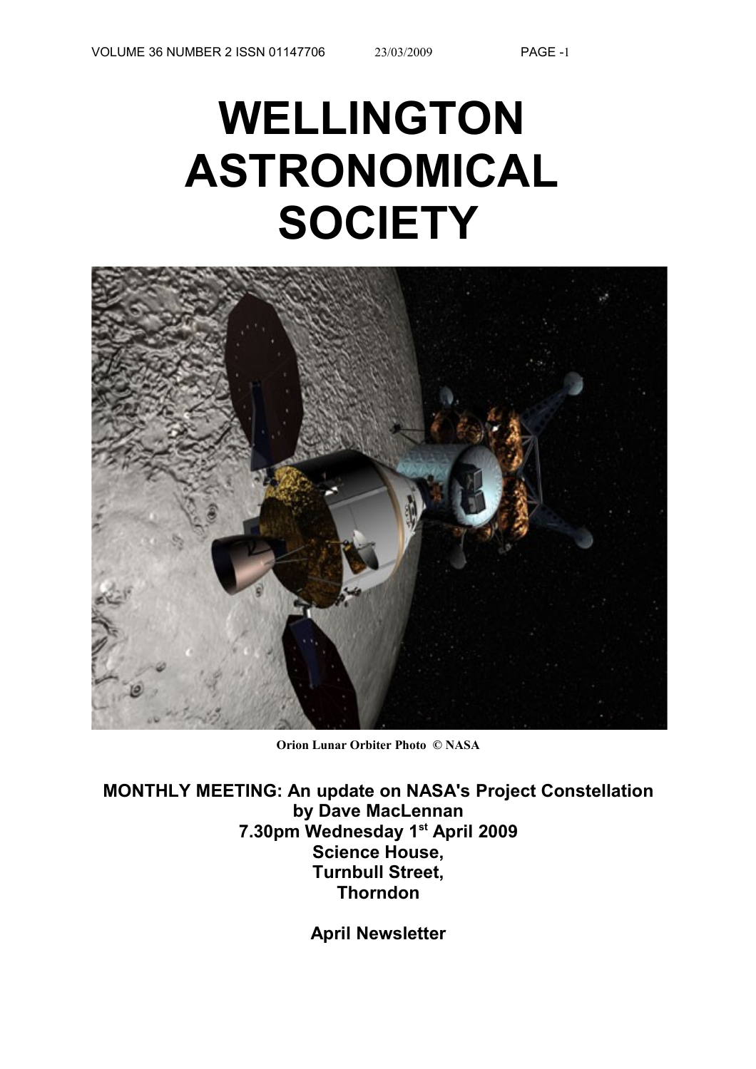# WELLINGTON ASTRONOMICAL SOCIETY

**Orion Lunar Orbiter Photo © NASA**

**MONTHLY MEETING: An update on NASA's Project Constellation by Dave MacLennan**
**7.30pm Wednesday 1st April 2009**
**Science House,**
**Turnbull Street,**
**Thorndon**

**April Newsletter**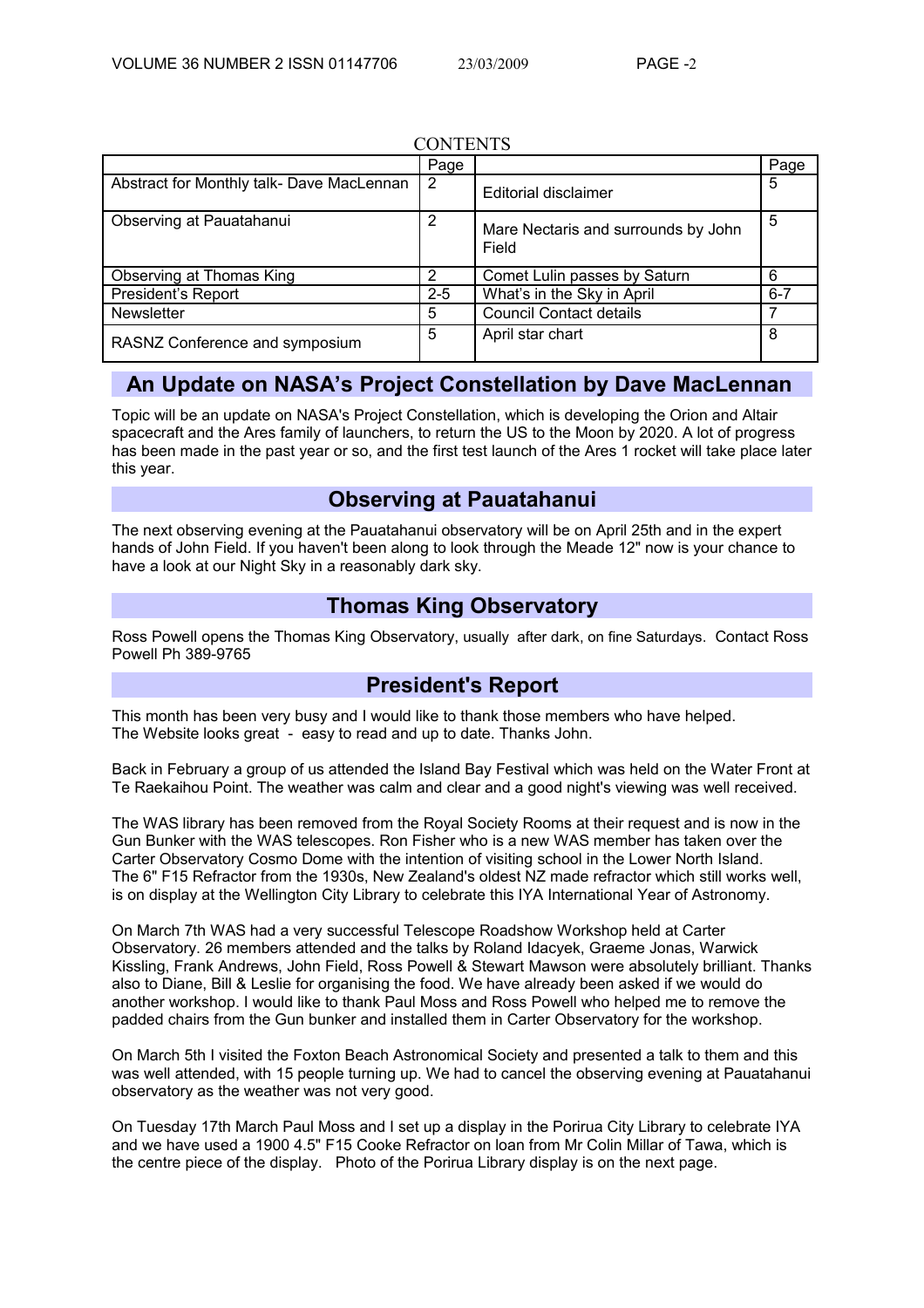CONTENTS

| | Page | | Page |
|---|---|---|---|
| Abstract for Monthly talk- Dave MacLennan | 2 | Editorial disclaimer | 5 |
| Observing at Pauatahanui | 2 | Mare Nectaris and surrounds by John Field | 5 |
| Observing at Thomas King | 2 | Comet Lulin passes by Saturn | 6 |
| President's Report | 2-5 | What's in the Sky in April | 6-7 |
| Newsletter | 5 | Council Contact details | 7 |
| RASNZ Conference and symposium | 5 | April star chart | 8 |

## An Update on NASA's Project Constellation by Dave MacLennan

Topic will be an update on NASA's Project Constellation, which is developing the Orion and Altair spacecraft and the Ares family of launchers, to return the US to the Moon by 2020. A lot of progress has been made in the past year or so, and the first test launch of the Ares 1 rocket will take place later this year.

## Observing at Pauatahanui

The next observing evening at the Pauatahanui observatory will be on April 25th and in the expert hands of John Field. If you haven't been along to look through the Meade 12" now is your chance to have a look at our Night Sky in a reasonably dark sky.

## Thomas King Observatory

Ross Powell opens the Thomas King Observatory, usually after dark, on fine Saturdays. Contact Ross Powell Ph 389-9765

## President's Report

This month has been very busy and I would like to thank those members who have helped.
The Website looks great - easy to read and up to date. Thanks John.

Back in February a group of us attended the Island Bay Festival which was held on the Water Front at Te Raekaihou Point. The weather was calm and clear and a good night's viewing was well received.

The WAS library has been removed from the Royal Society Rooms at their request and is now in the Gun Bunker with the WAS telescopes. Ron Fisher who is a new WAS member has taken over the Carter Observatory Cosmo Dome with the intention of visiting school in the Lower North Island.
The 6" F15 Refractor from the 1930s, New Zealand's oldest NZ made refractor which still works well, is on display at the Wellington City Library to celebrate this IYA International Year of Astronomy.

On March 7th WAS had a very successful Telescope Roadshow Workshop held at Carter Observatory. 26 members attended and the talks by Roland Idacyek, Graeme Jonas, Warwick Kissling, Frank Andrews, John Field, Ross Powell & Stewart Mawson were absolutely brilliant. Thanks also to Diane, Bill & Leslie for organising the food. We have already been asked if we would do another workshop. I would like to thank Paul Moss and Ross Powell who helped me to remove the padded chairs from the Gun bunker and installed them in Carter Observatory for the workshop.

On March 5th I visited the Foxton Beach Astronomical Society and presented a talk to them and this was well attended, with 15 people turning up. We had to cancel the observing evening at Pauatahanui observatory as the weather was not very good.

On Tuesday 17th March Paul Moss and I set up a display in the Porirua City Library to celebrate IYA and we have used a 1900 4.5" F15 Cooke Refractor on loan from Mr Colin Millar of Tawa, which is the centre piece of the display. Photo of the Porirua Library display is on the next page.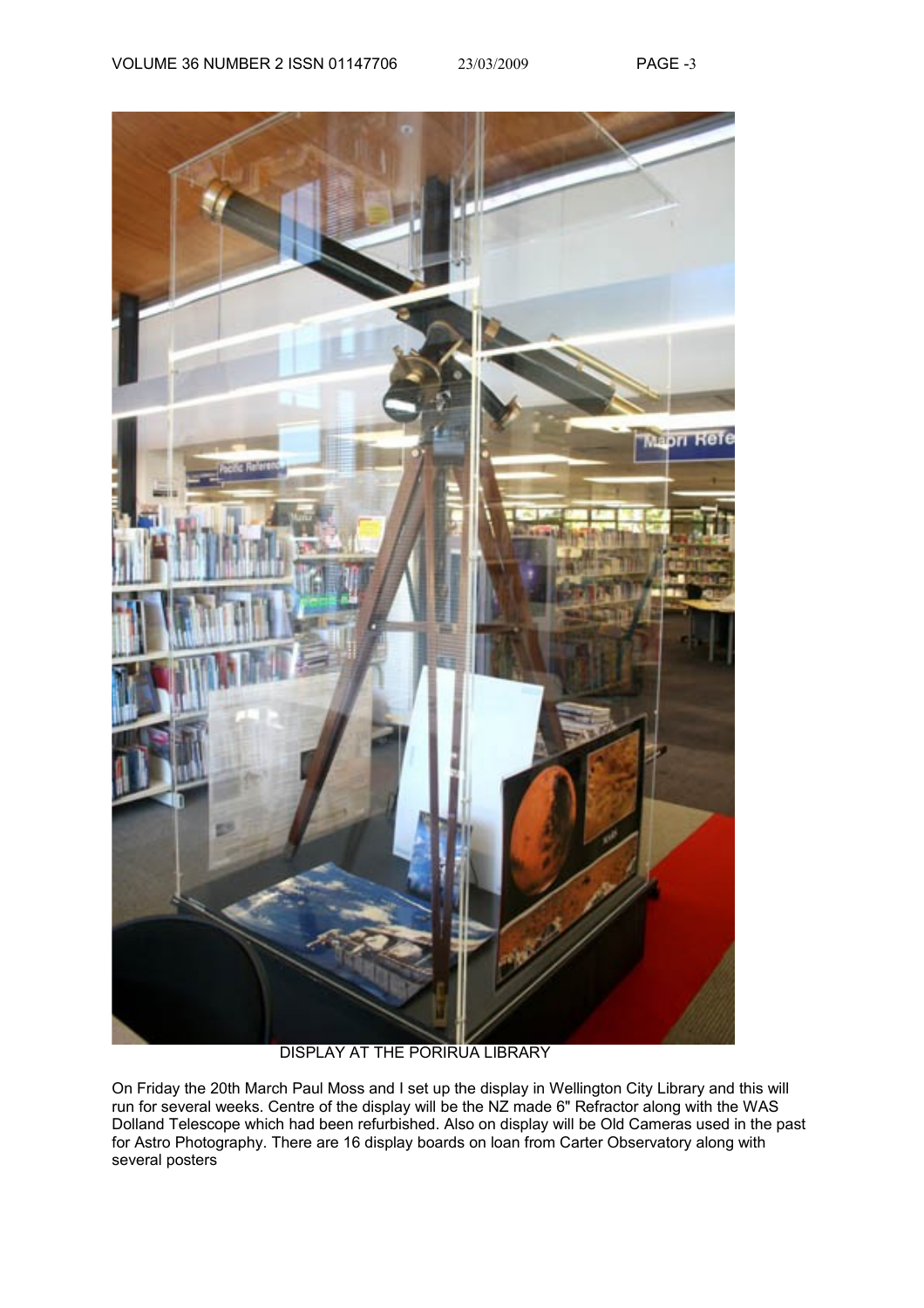DISPLAY AT THE PORIRUA LIBRARY

On Friday the 20th March Paul Moss and I set up the display in Wellington City Library and this will run for several weeks. Centre of the display will be the NZ made 6" Refractor along with the WAS Dolland Telescope which had been refurbished. Also on display will be Old Cameras used in the past for Astro Photography. There are 16 display boards on loan from Carter Observatory along with several posters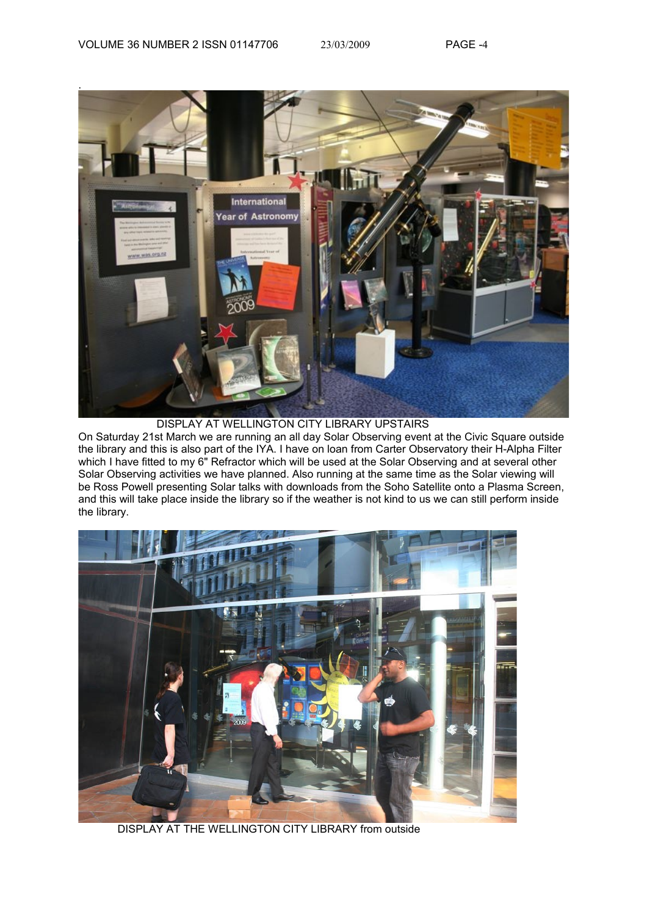DISPLAY AT WELLINGTON CITY LIBRARY UPSTAIRS

On Saturday 21st March we are running an all day Solar Observing event at the Civic Square outside the library and this is also part of the IYA. I have on loan from Carter Observatory their H-Alpha Filter which I have fitted to my 6" Refractor which will be used at the Solar Observing and at several other Solar Observing activities we have planned. Also running at the same time as the Solar viewing will be Ross Powell presenting Solar talks with downloads from the Soho Satellite onto a Plasma Screen, and this will take place inside the library so if the weather is not kind to us we can still perform inside the library.

DISPLAY AT THE WELLINGTON CITY LIBRARY from outside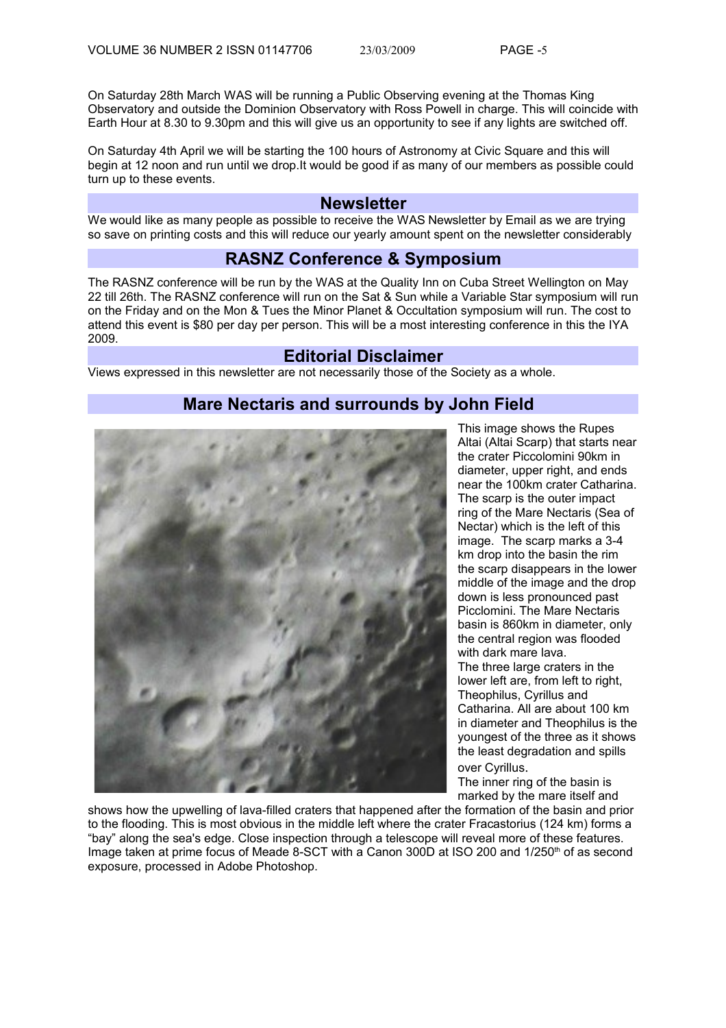On Saturday 28th March WAS will be running a Public Observing evening at the Thomas King Observatory and outside the Dominion Observatory with Ross Powell in charge. This will coincide with Earth Hour at 8.30 to 9.30pm and this will give us an opportunity to see if any lights are switched off.

On Saturday 4th April we will be starting the 100 hours of Astronomy at Civic Square and this will begin at 12 noon and run until we drop.It would be good if as many of our members as possible could turn up to these events.

## Newsletter

We would like as many people as possible to receive the WAS Newsletter by Email as we are trying so save on printing costs and this will reduce our yearly amount spent on the newsletter considerably

## RASNZ Conference & Symposium

The RASNZ conference will be run by the WAS at the Quality Inn on Cuba Street Wellington on May 22 till 26th. The RASNZ conference will run on the Sat & Sun while a Variable Star symposium will run on the Friday and on the Mon & Tues the Minor Planet & Occultation symposium will run. The cost to attend this event is $80 per day per person. This will be a most interesting conference in this the IYA 2009.

## Editorial Disclaimer

Views expressed in this newsletter are not necessarily those of the Society as a whole.

## Mare Nectaris and surrounds by John Field

This image shows the Rupes Altai (Altai Scarp) that starts near the crater Piccolomini 90km in diameter, upper right, and ends near the 100km crater Catharina. The scarp is the outer impact ring of the Mare Nectaris (Sea of Nectar) which is the left of this image. The scarp marks a 3-4 km drop into the basin the rim the scarp disappears in the lower middle of the image and the drop down is less pronounced past Picclomini. The Mare Nectaris basin is 860km in diameter, only the central region was flooded with dark mare lava.

The three large craters in the lower left are, from left to right, Theophilus, Cyrillus and Catharina. All are about 100 km in diameter and Theophilus is the youngest of the three as it shows the least degradation and spills over Cyrillus.

The inner ring of the basin is marked by the mare itself and shows how the upwelling of lava-filled craters that happened after the formation of the basin and prior to the flooding. This is most obvious in the middle left where the crater Fracastorius (124 km) forms a "bay" along the sea's edge. Close inspection through a telescope will reveal more of these features. Image taken at prime focus of Meade 8-SCT with a Canon 300D at ISO 200 and 1/250th of as second exposure, processed in Adobe Photoshop.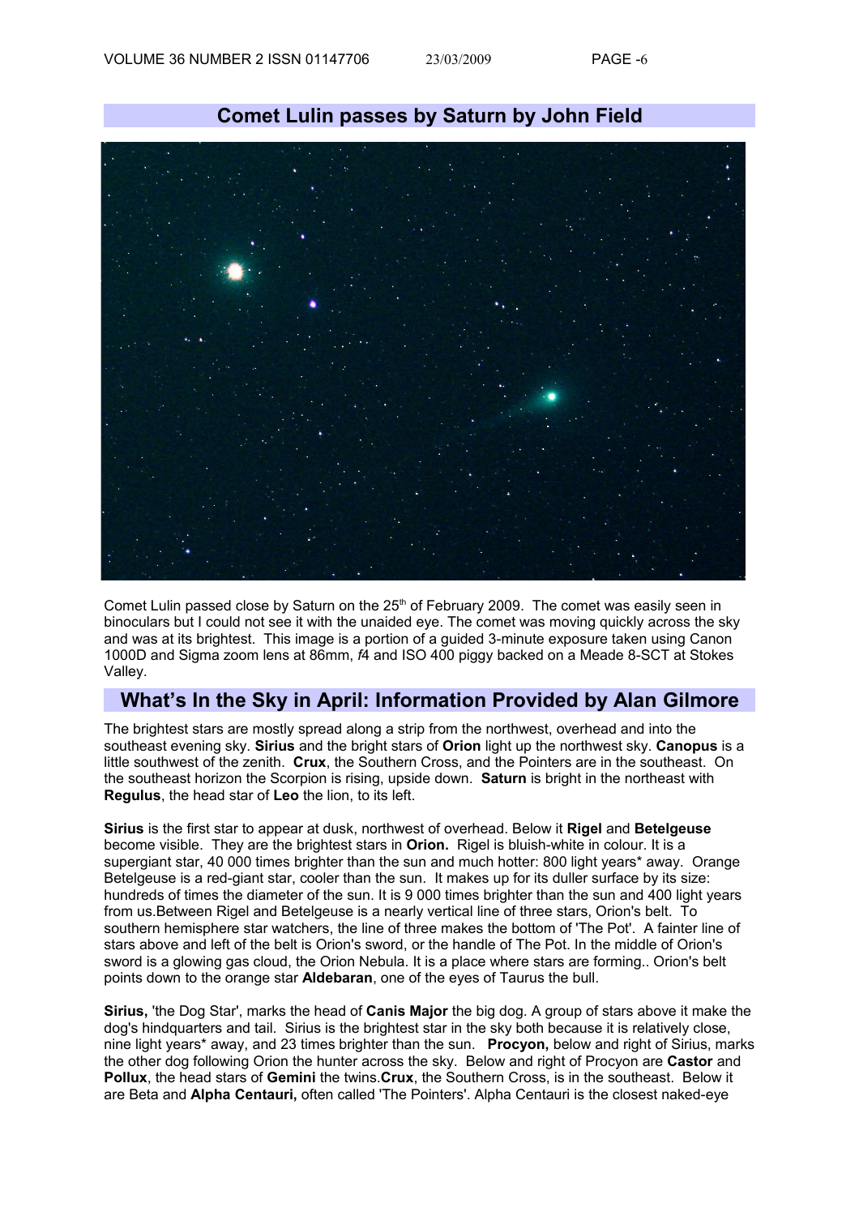## Comet Lulin passes by Saturn by John Field

Comet Lulin passed close by Saturn on the 25th of February 2009. The comet was easily seen in binoculars but I could not see it with the unaided eye. The comet was moving quickly across the sky and was at its brightest. This image is a portion of a guided 3-minute exposure taken using Canon 1000D and Sigma zoom lens at 86mm, *f*4 and ISO 400 piggy backed on a Meade 8-SCT at Stokes Valley.

## What's In the Sky in April: Information Provided by Alan Gilmore

The brightest stars are mostly spread along a strip from the northwest, overhead and into the southeast evening sky. **Sirius** and the bright stars of **Orion** light up the northwest sky. **Canopus** is a little southwest of the zenith. **Crux**, the Southern Cross, and the Pointers are in the southeast. On the southeast horizon the Scorpion is rising, upside down. **Saturn** is bright in the northeast with **Regulus**, the head star of **Leo** the lion, to its left.

**Sirius** is the first star to appear at dusk, northwest of overhead. Below it **Rigel** and **Betelgeuse** become visible. They are the brightest stars in **Orion.** Rigel is bluish-white in colour. It is a supergiant star, 40 000 times brighter than the sun and much hotter: 800 light years* away. Orange Betelgeuse is a red-giant star, cooler than the sun. It makes up for its duller surface by its size: hundreds of times the diameter of the sun. It is 9 000 times brighter than the sun and 400 light years from us.Between Rigel and Betelgeuse is a nearly vertical line of three stars, Orion's belt. To southern hemisphere star watchers, the line of three makes the bottom of 'The Pot'. A fainter line of stars above and left of the belt is Orion's sword, or the handle of The Pot. In the middle of Orion's sword is a glowing gas cloud, the Orion Nebula. It is a place where stars are forming.. Orion's belt points down to the orange star **Aldebaran**, one of the eyes of Taurus the bull.

**Sirius,** 'the Dog Star', marks the head of **Canis Major** the big dog. A group of stars above it make the dog's hindquarters and tail. Sirius is the brightest star in the sky both because it is relatively close, nine light years* away, and 23 times brighter than the sun. **Procyon,** below and right of Sirius, marks the other dog following Orion the hunter across the sky. Below and right of Procyon are **Castor** and **Pollux**, the head stars of **Gemini** the twins.**Crux**, the Southern Cross, is in the southeast. Below it are Beta and **Alpha Centauri,** often called 'The Pointers'. Alpha Centauri is the closest naked-eye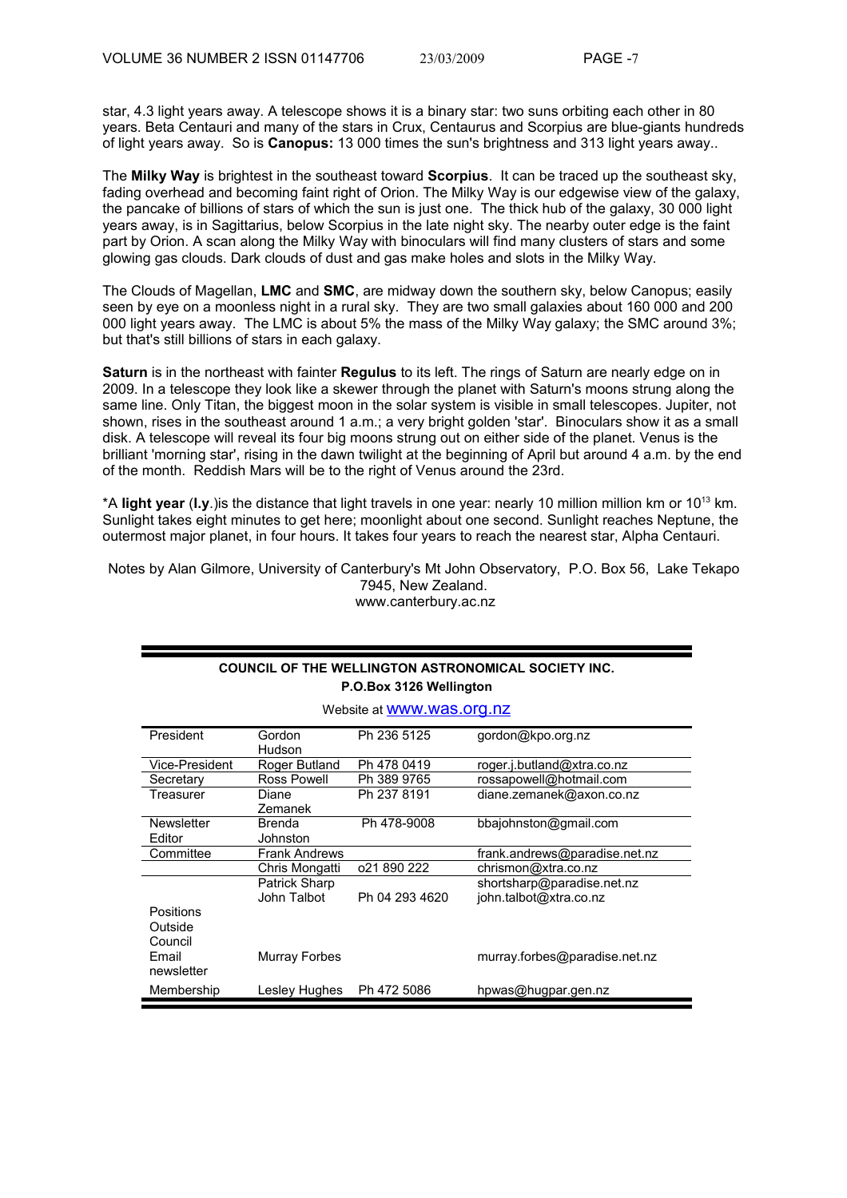star, 4.3 light years away. A telescope shows it is a binary star: two suns orbiting each other in 80 years. Beta Centauri and many of the stars in Crux, Centaurus and Scorpius are blue-giants hundreds of light years away. So is **Canopus:** 13 000 times the sun's brightness and 313 light years away..

The **Milky Way** is brightest in the southeast toward **Scorpius**. It can be traced up the southeast sky, fading overhead and becoming faint right of Orion. The Milky Way is our edgewise view of the galaxy, the pancake of billions of stars of which the sun is just one. The thick hub of the galaxy, 30 000 light years away, is in Sagittarius, below Scorpius in the late night sky. The nearby outer edge is the faint part by Orion. A scan along the Milky Way with binoculars will find many clusters of stars and some glowing gas clouds. Dark clouds of dust and gas make holes and slots in the Milky Way.

The Clouds of Magellan, **LMC** and **SMC**, are midway down the southern sky, below Canopus; easily seen by eye on a moonless night in a rural sky. They are two small galaxies about 160 000 and 200 000 light years away. The LMC is about 5% the mass of the Milky Way galaxy; the SMC around 3%; but that's still billions of stars in each galaxy.

**Saturn** is in the northeast with fainter **Regulus** to its left. The rings of Saturn are nearly edge on in 2009. In a telescope they look like a skewer through the planet with Saturn's moons strung along the same line. Only Titan, the biggest moon in the solar system is visible in small telescopes. Jupiter, not shown, rises in the southeast around 1 a.m.; a very bright golden 'star'. Binoculars show it as a small disk. A telescope will reveal its four big moons strung out on either side of the planet. Venus is the brilliant 'morning star', rising in the dawn twilight at the beginning of April but around 4 a.m. by the end of the month. Reddish Mars will be to the right of Venus around the 23rd.

*A **light year** (**l.y**.)is the distance that light travels in one year: nearly 10 million million km or $10^{13}$ km. Sunlight takes eight minutes to get here; moonlight about one second. Sunlight reaches Neptune, the outermost major planet, in four hours. It takes four years to reach the nearest star, Alpha Centauri.

Notes by Alan Gilmore, University of Canterbury's Mt John Observatory, P.O. Box 56, Lake Tekapo 7945, New Zealand.
www.canterbury.ac.nz

**COUNCIL OF THE WELLINGTON ASTRONOMICAL SOCIETY INC.**
**P.O.Box 3126 Wellington**

Website at www.was.org.nz

| | | | |
|---|---|---|---|
| President | Gordon Hudson | Ph 236 5125 | gordon@kpo.org.nz |
| Vice-President | Roger Butland | Ph 478 0419 | roger.j.butland@xtra.co.nz |
| Secretary | Ross Powell | Ph 389 9765 | rossapowell@hotmail.com |
| Treasurer | Diane Zemanek | Ph 237 8191 | diane.zemanek@axon.co.nz |
| Newsletter Editor | Brenda Johnston | Ph 478-9008 | bbajohnston@gmail.com |
| Committee | Frank Andrews | | frank.andrews@paradise.net.nz |
| | Chris Mongatti | o21 890 222 | chrismon@xtra.co.nz |
| | Patrick Sharp | | shortsharp@paradise.net.nz |
| | John Talbot | Ph 04 293 4620 | john.talbot@xtra.co.nz |
| Positions Outside Council | | | |
| Email newsletter | Murray Forbes | | murray.forbes@paradise.net.nz |
| Membership | Lesley Hughes | Ph 472 5086 | hpwas@hugpar.gen.nz |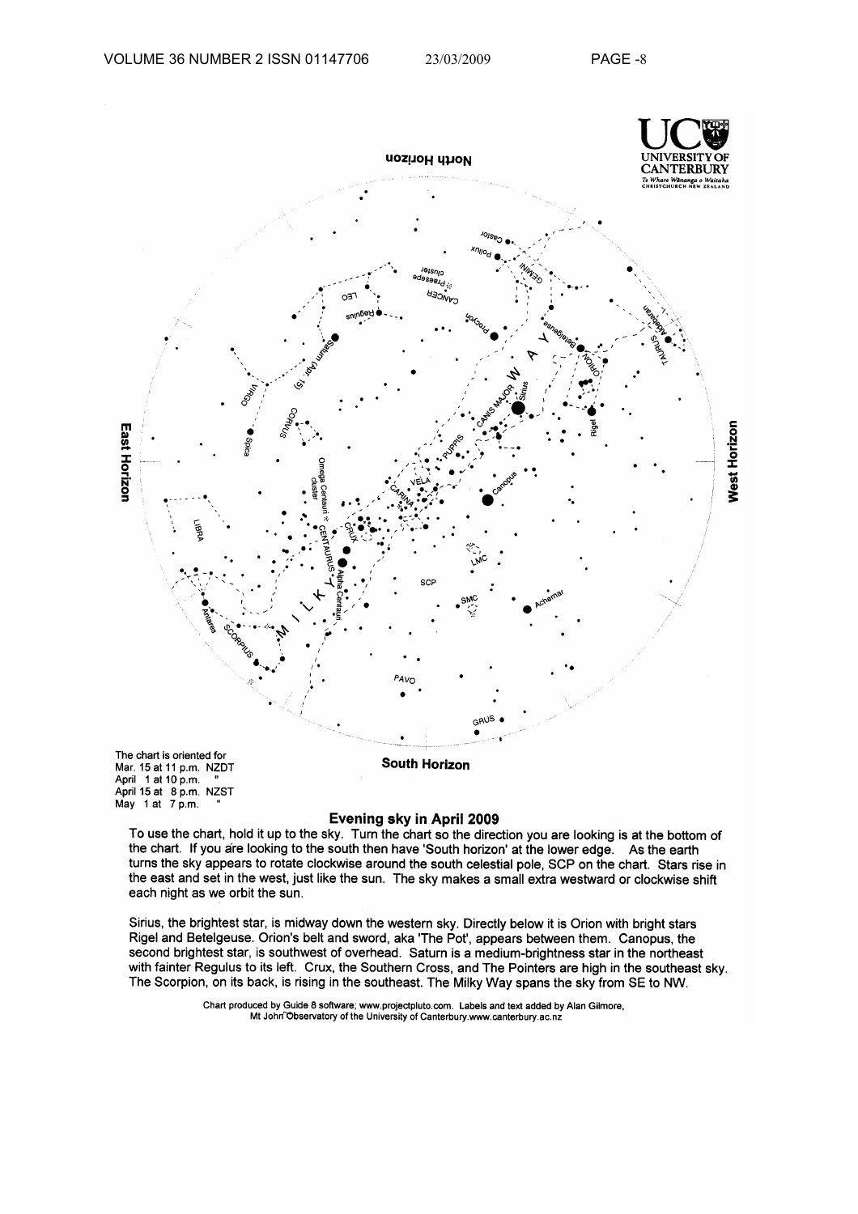North Horizon

East Horizon

West Horizon

South Horizon

UNIVERSITY OF CANTERBURY
Te Whare Wānanga o Waitaha
CHRISTCHURCH NEW ZEALAND

Castor
Pollux
GEMINI
Praesepe cluster
CANCER
LEO
Regulus
Procyon
Betelgeuse
Aldebaran
TAURUS
ORION
Saturn (Apr. 15)
VIRGO
CORVUS
Spica
CANIS MAJOR
Sirius
Rigel
PUPPIS
VELA
CARINA
Canopus
Omega Centauri cluster
CENTAURUS
CRUX
LIBRA
LMC
SCP
Alpha Centauri
SMC
Achernar
Antares
SCORPIUS
PAVO
GRUS
M I L K Y W A Y

The chart is oriented for
Mar. 15 at 11 p.m. NZDT
April 1 at 10 p.m. "
April 15 at 8 p.m. NZST
May 1 at 7 p.m. "

## Evening sky in April 2009

To use the chart, hold it up to the sky. Turn the chart so the direction you are looking is at the bottom of the chart. If you are looking to the south then have 'South horizon' at the lower edge. As the earth turns the sky appears to rotate clockwise around the south celestial pole, SCP on the chart. Stars rise in the east and set in the west, just like the sun. The sky makes a small extra westward or clockwise shift each night as we orbit the sun.

Sirius, the brightest star, is midway down the western sky. Directly below it is Orion with bright stars Rigel and Betelgeuse. Orion's belt and sword, aka 'The Pot', appears between them. Canopus, the second brightest star, is southwest of overhead. Saturn is a medium-brightness star in the northeast with fainter Regulus to its left. Crux, the Southern Cross, and The Pointers are high in the southeast sky. The Scorpion, on its back, is rising in the southeast. The Milky Way spans the sky from SE to NW.

Chart produced by Guide 8 software; www.projectpluto.com. Labels and text added by Alan Gilmore, Mt John Observatory of the University of Canterbury.www.canterbury.ac.nz